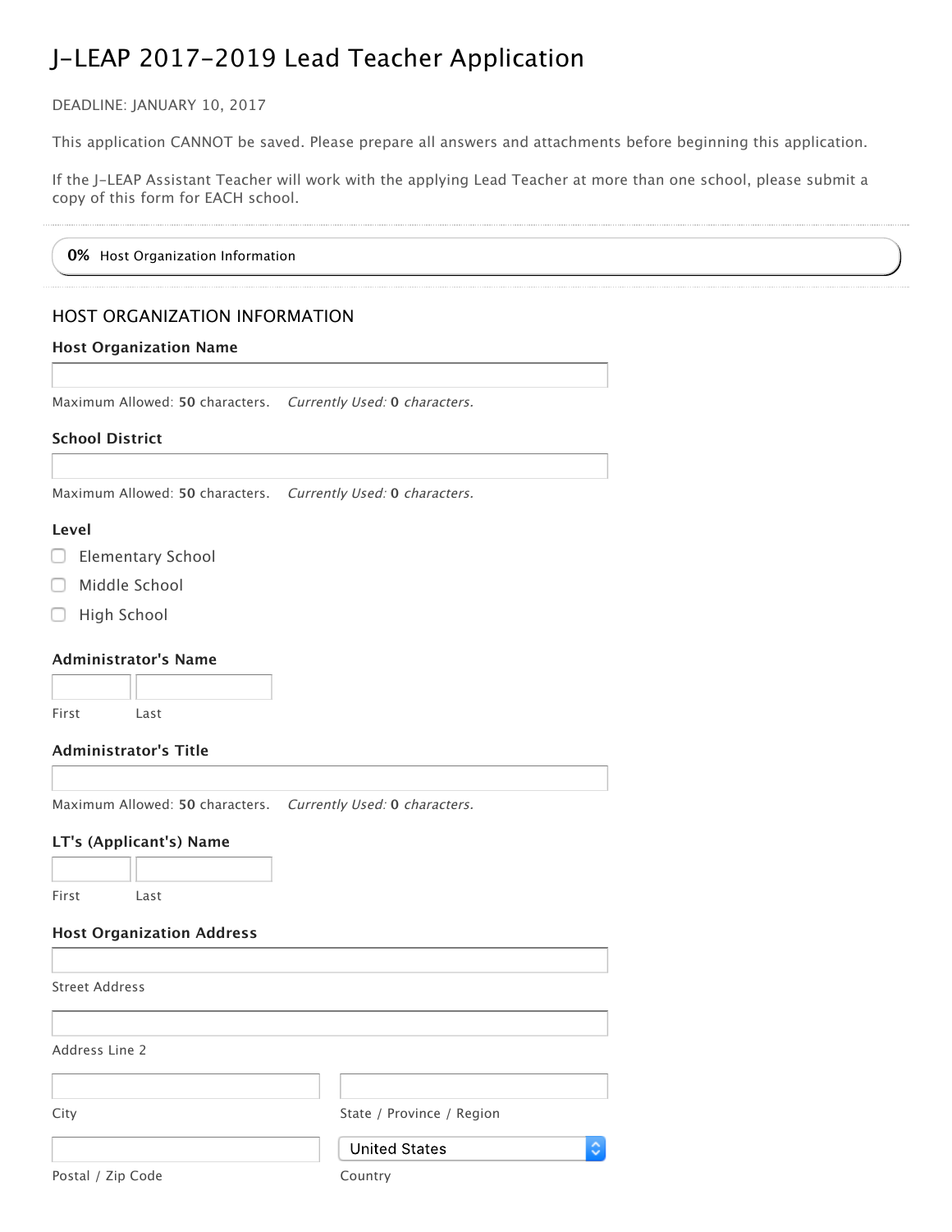# J-LEAP 2017-2019 Lead Teacher Application

DEADLINE: JANUARY 10, 2017

This application CANNOT be saved. Please prepare all answers and attachments before beginning this application.

If the J-LEAP Assistant Teacher will work with the applying Lead Teacher at more than one school, please submit a copy of this form for EACH school.

**0%** Host Organization Information

## HOST ORGANIZATION INFORMATION

**Host Organization Name**

Maximum Allowed: **50** characters. *Currently Used:* **0** *characters.*

**School District**

Maximum Allowed: **50** characters. *Currently Used:* **0** *characters.*

**Level**

- ☐ Elementary School
- ☐ Middle School
- ☐ High School

**Administrator's Name**

First Last

**Administrator's Title**

Maximum Allowed: **50** characters. *Currently Used:* **0** *characters.*

**LT's (Applicant's) Name**

First Last

**Host Organization Address**

Street Address

Address Line 2

City

State / Province / Region

Postal / Zip Code

United States

Country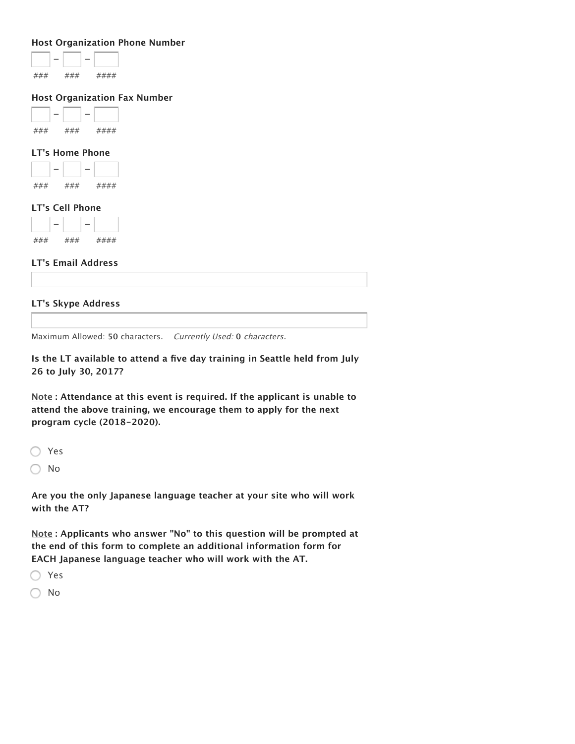**Host Organization Phone Number**

[ ] - [ ] - [ ]
### ### ####

**Host Organization Fax Number**

[ ] - [ ] - [ ]
### ### ####

**LT's Home Phone**

[ ] - [ ] - [ ]
### ### ####

**LT's Cell Phone**

[ ] - [ ] - [ ]
### ### ####

**LT's Email Address**

[ ]

**LT's Skype Address**

[ ]

Maximum Allowed: **50** characters. *Currently Used:* **0** *characters.*

**Is the LT available to attend a five day training in Seattle held from July 26 to July 30, 2017?**

**Note : Attendance at this event is required. If the applicant is unable to attend the above training, we encourage them to apply for the next program cycle (2018-2020).**

- ○ Yes
- ○ No

**Are you the only Japanese language teacher at your site who will work with the AT?**

**Note : Applicants who answer "No" to this question will be prompted at the end of this form to complete an additional information form for EACH Japanese language teacher who will work with the AT.**

- ○ Yes
- ○ No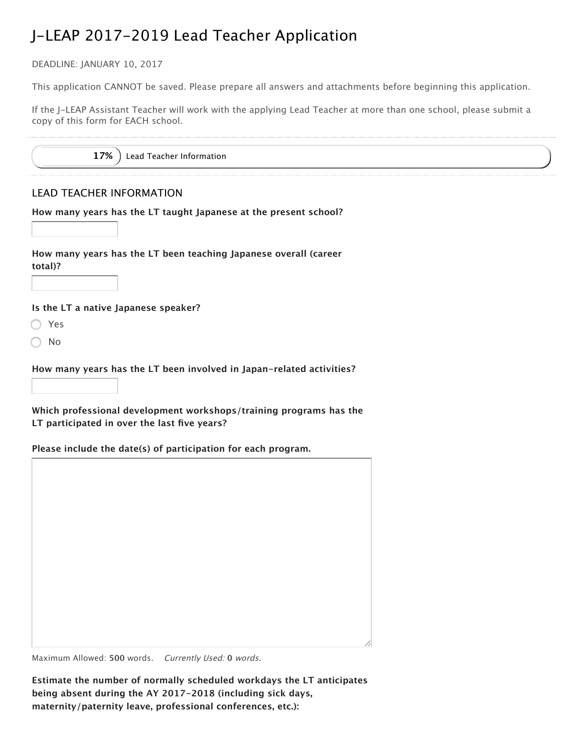# J-LEAP 2017-2019 Lead Teacher Application

DEADLINE: JANUARY 10, 2017

This application CANNOT be saved. Please prepare all answers and attachments before beginning this application.

If the J-LEAP Assistant Teacher will work with the applying Lead Teacher at more than one school, please submit a copy of this form for EACH school.

**17%** Lead Teacher Information

## LEAD TEACHER INFORMATION

**How many years has the LT taught Japanese at the present school?**

**How many years has the LT been teaching Japanese overall (career total)?**

**Is the LT a native Japanese speaker?**

- Yes
- No

**How many years has the LT been involved in Japan-related activities?**

**Which professional development workshops/training programs has the LT participated in over the last five years?**

**Please include the date(s) of participation for each program.**

Maximum Allowed: **500** words. *Currently Used:* **0** *words.*

**Estimate the number of normally scheduled workdays the LT anticipates being absent during the AY 2017-2018 (including sick days, maternity/paternity leave, professional conferences, etc.):**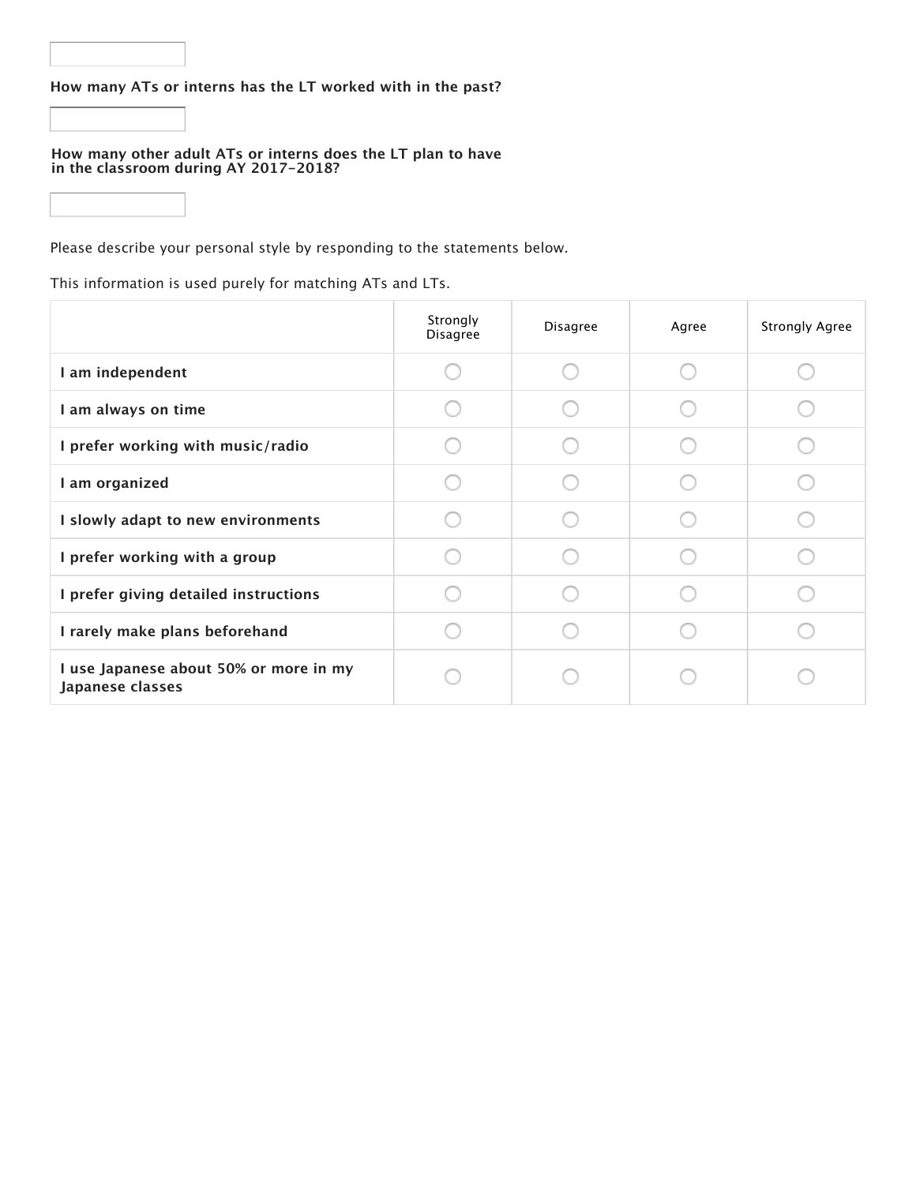**How many ATs or interns has the LT worked with in the past?**

**How many other adult ATs or interns does the LT plan to have in the classroom during AY 2017-2018?**

Please describe your personal style by responding to the statements below.

This information is used purely for matching ATs and LTs.

| | Strongly Disagree | Disagree | Agree | Strongly Agree |
|---|---|---|---|---|
| **I am independent** | ○ | ○ | ○ | ○ |
| **I am always on time** | ○ | ○ | ○ | ○ |
| **I prefer working with music/radio** | ○ | ○ | ○ | ○ |
| **I am organized** | ○ | ○ | ○ | ○ |
| **I slowly adapt to new environments** | ○ | ○ | ○ | ○ |
| **I prefer working with a group** | ○ | ○ | ○ | ○ |
| **I prefer giving detailed instructions** | ○ | ○ | ○ | ○ |
| **I rarely make plans beforehand** | ○ | ○ | ○ | ○ |
| **I use Japanese about 50% or more in my Japanese classes** | ○ | ○ | ○ | ○ |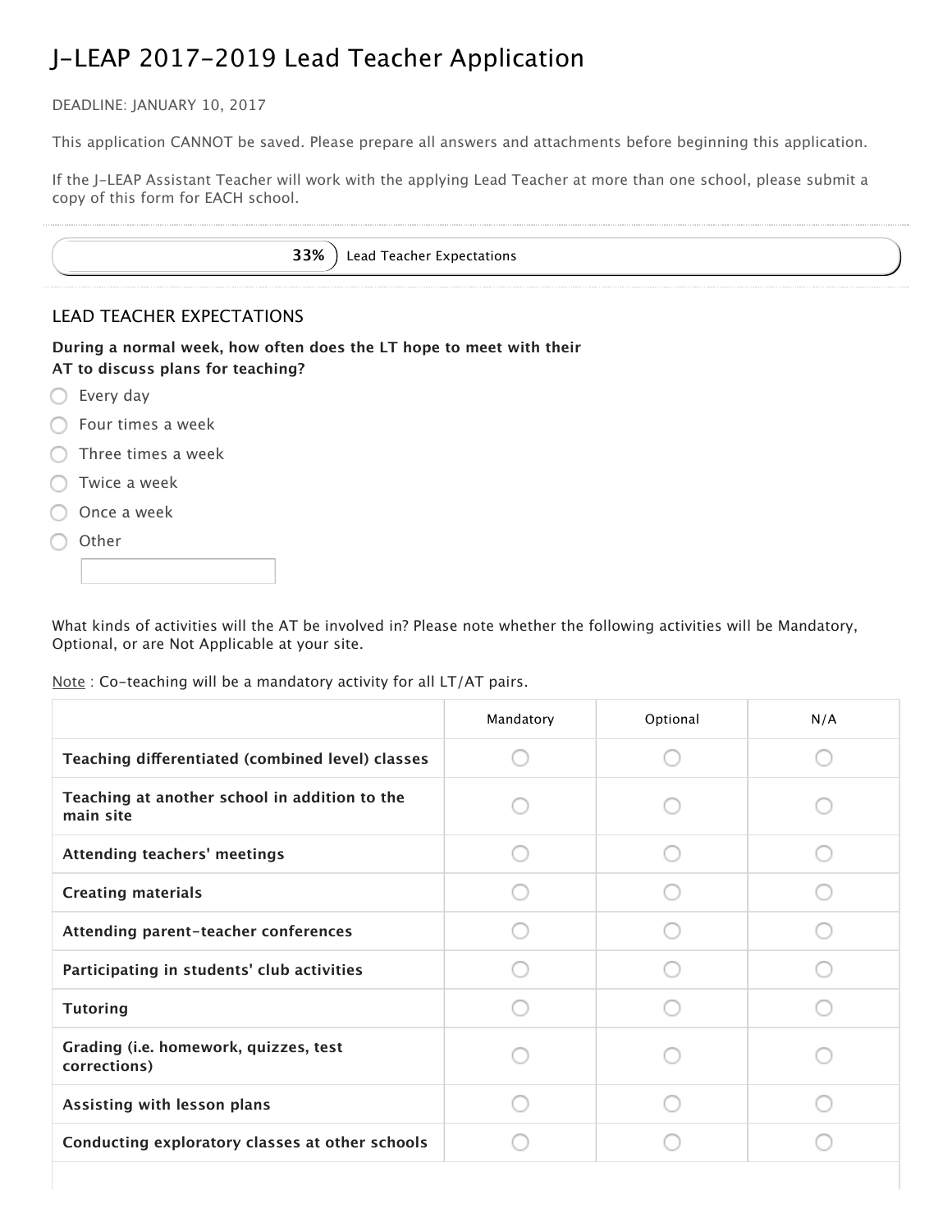# J-LEAP 2017-2019 Lead Teacher Application

DEADLINE: JANUARY 10, 2017

This application CANNOT be saved. Please prepare all answers and attachments before beginning this application.

If the J-LEAP Assistant Teacher will work with the applying Lead Teacher at more than one school, please submit a copy of this form for EACH school.

33% Lead Teacher Expectations

## LEAD TEACHER EXPECTATIONS

**During a normal week, how often does the LT hope to meet with their AT to discuss plans for teaching?**

- ◯ Every day
- ◯ Four times a week
- ◯ Three times a week
- ◯ Twice a week
- ◯ Once a week
- ◯ Other ________

What kinds of activities will the AT be involved in? Please note whether the following activities will be Mandatory, Optional, or are Not Applicable at your site.

Note : Co-teaching will be a mandatory activity for all LT/AT pairs.

| | Mandatory | Optional | N/A |
|---|---|---|---|
| **Teaching differentiated (combined level) classes** | ◯ | ◯ | ◯ |
| **Teaching at another school in addition to the main site** | ◯ | ◯ | ◯ |
| **Attending teachers' meetings** | ◯ | ◯ | ◯ |
| **Creating materials** | ◯ | ◯ | ◯ |
| **Attending parent-teacher conferences** | ◯ | ◯ | ◯ |
| **Participating in students' club activities** | ◯ | ◯ | ◯ |
| **Tutoring** | ◯ | ◯ | ◯ |
| **Grading (i.e. homework, quizzes, test corrections)** | ◯ | ◯ | ◯ |
| **Assisting with lesson plans** | ◯ | ◯ | ◯ |
| **Conducting exploratory classes at other schools** | ◯ | ◯ | ◯ |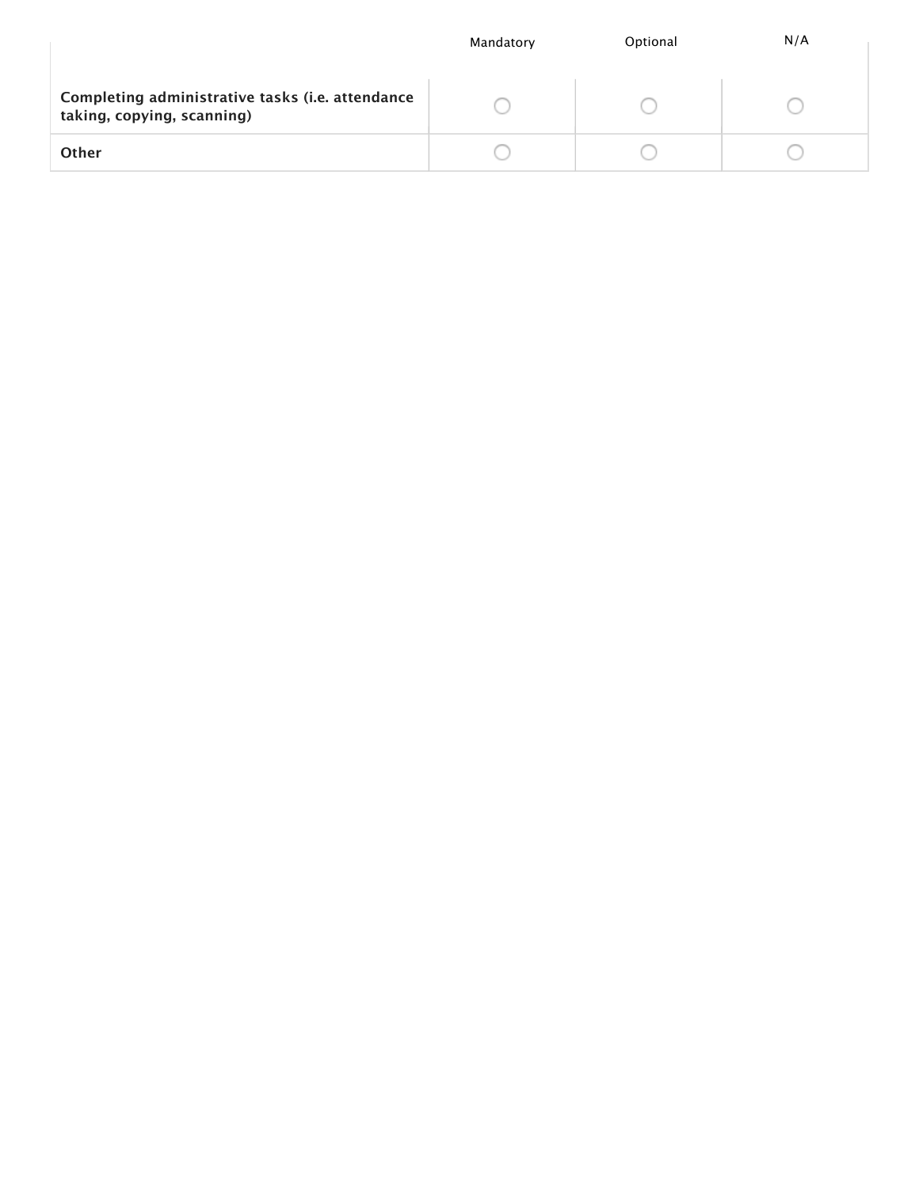| | Mandatory | Optional | N/A |
|---|---|---|---|
| **Completing administrative tasks (i.e. attendance taking, copying, scanning)** | ○ | ○ | ○ |
| **Other** | ○ | ○ | ○ |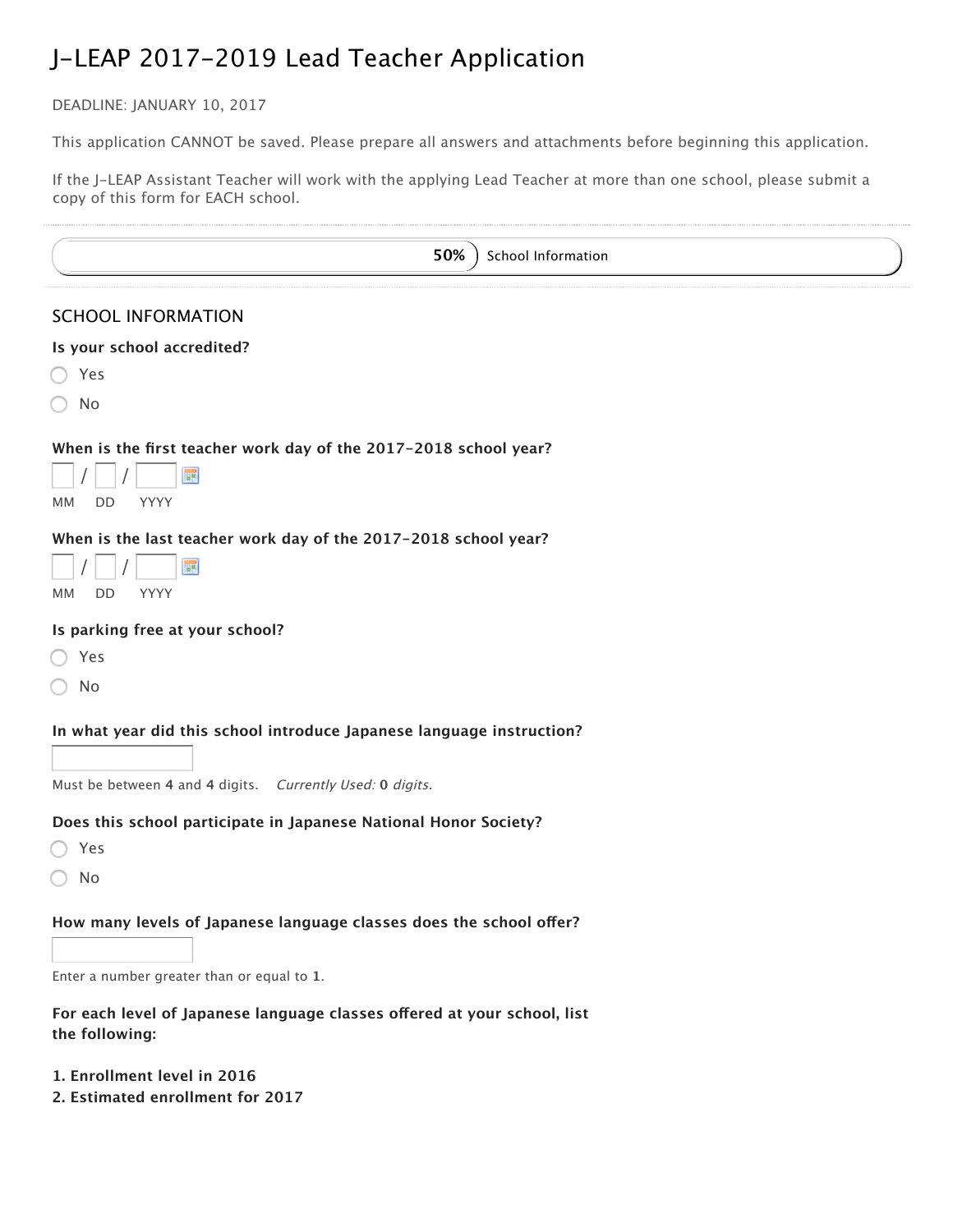# J-LEAP 2017-2019 Lead Teacher Application

DEADLINE: JANUARY 10, 2017

This application CANNOT be saved. Please prepare all answers and attachments before beginning this application.

If the J-LEAP Assistant Teacher will work with the applying Lead Teacher at more than one school, please submit a copy of this form for EACH school.

**50%** School Information

## SCHOOL INFORMATION

**Is your school accredited?**

- Yes
- No

**When is the first teacher work day of the 2017-2018 school year?**

___ / ___ / ______

MM DD YYYY

**When is the last teacher work day of the 2017-2018 school year?**

___ / ___ / ______

MM DD YYYY

**Is parking free at your school?**

- Yes
- No

**In what year did this school introduce Japanese language instruction?**

Must be between **4** and **4** digits. *Currently Used:* **0** *digits.*

**Does this school participate in Japanese National Honor Society?**

- Yes
- No

**How many levels of Japanese language classes does the school offer?**

Enter a number greater than or equal to **1**.

**For each level of Japanese language classes offered at your school, list the following:**

**1. Enrollment level in 2016**
**2. Estimated enrollment for 2017**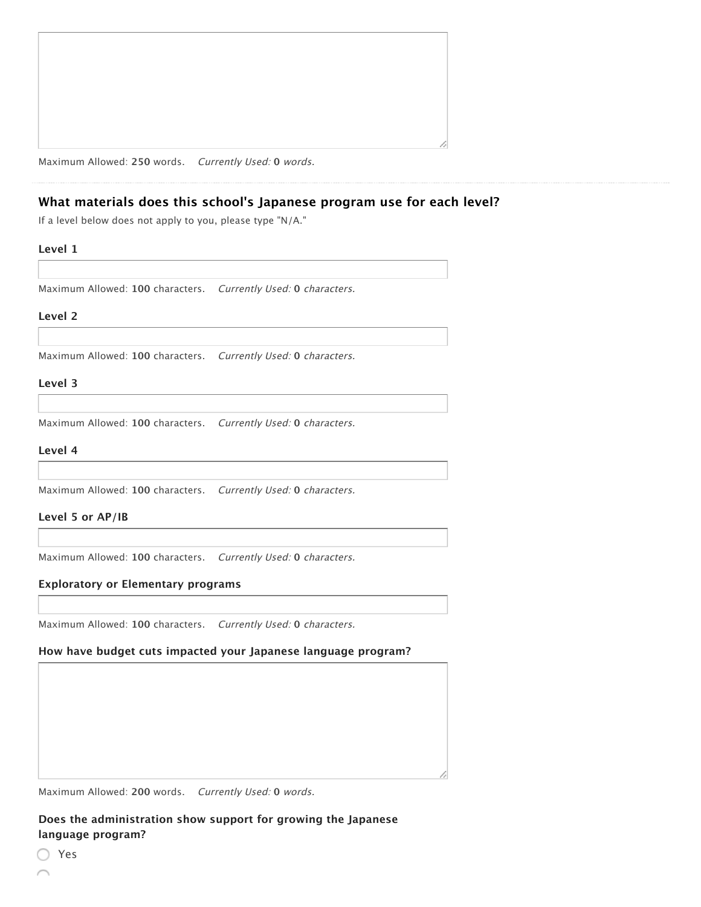Maximum Allowed: **250** words. *Currently Used:* **0** *words.*

---

### What materials does this school's Japanese program use for each level?

If a level below does not apply to you, please type "N/A."

**Level 1**

Maximum Allowed: **100** characters. *Currently Used:* **0** *characters.*

**Level 2**

Maximum Allowed: **100** characters. *Currently Used:* **0** *characters.*

**Level 3**

Maximum Allowed: **100** characters. *Currently Used:* **0** *characters.*

**Level 4**

Maximum Allowed: **100** characters. *Currently Used:* **0** *characters.*

**Level 5 or AP/IB**

Maximum Allowed: **100** characters. *Currently Used:* **0** *characters.*

**Exploratory or Elementary programs**

Maximum Allowed: **100** characters. *Currently Used:* **0** *characters.*

**How have budget cuts impacted your Japanese language program?**

Maximum Allowed: **200** words. *Currently Used:* **0** *words.*

**Does the administration show support for growing the Japanese language program?**

- Yes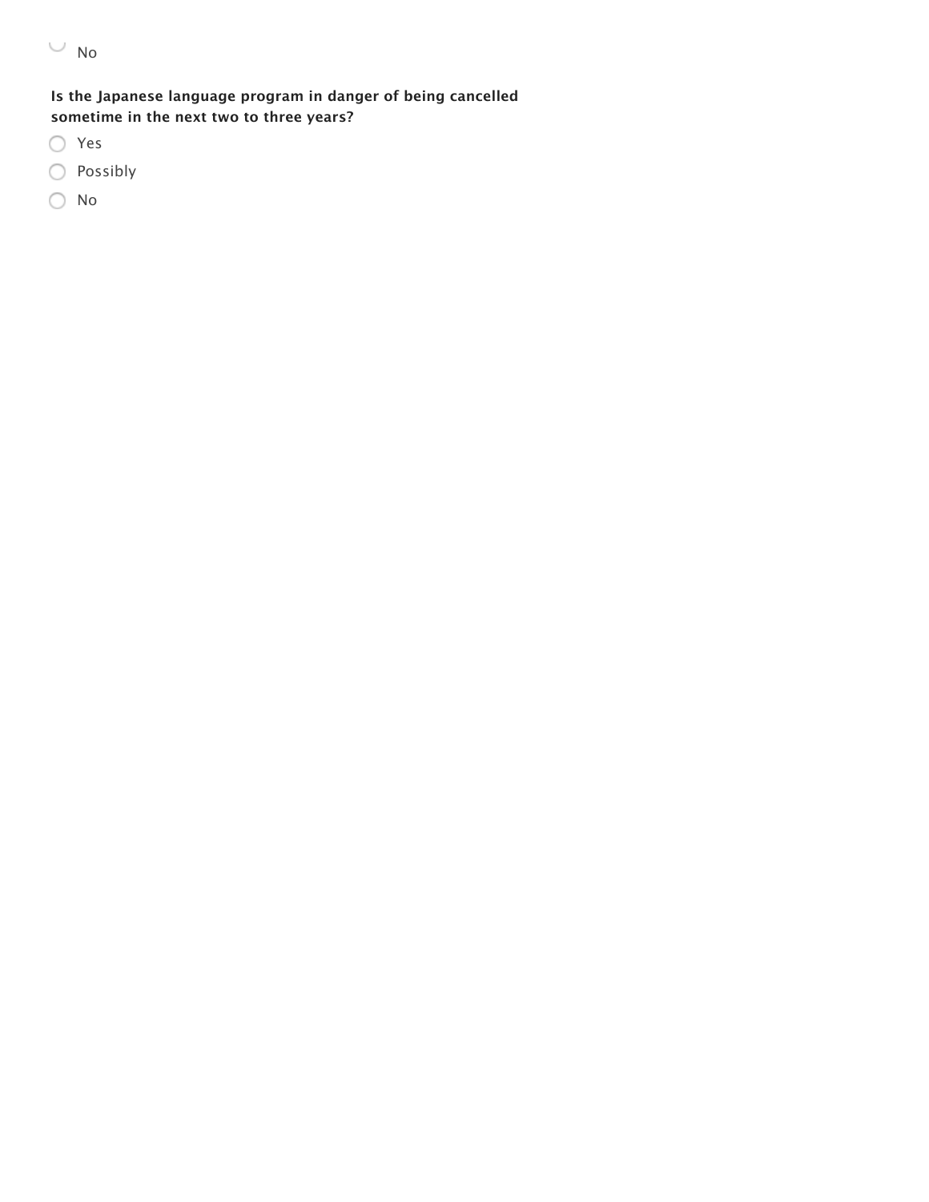○ No

**Is the Japanese language program in danger of being cancelled sometime in the next two to three years?**

○ Yes

○ Possibly

○ No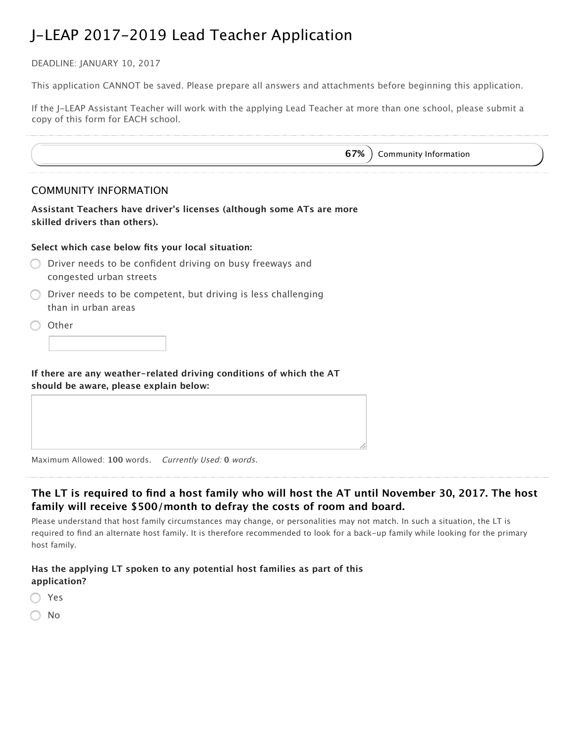# J-LEAP 2017-2019 Lead Teacher Application

DEADLINE: JANUARY 10, 2017

This application CANNOT be saved. Please prepare all answers and attachments before beginning this application.

If the J-LEAP Assistant Teacher will work with the applying Lead Teacher at more than one school, please submit a copy of this form for EACH school.

**67%** Community Information

## COMMUNITY INFORMATION

**Assistant Teachers have driver's licenses (although some ATs are more skilled drivers than others).**

**Select which case below fits your local situation:**

- ○ Driver needs to be confident driving on busy freeways and congested urban streets
- ○ Driver needs to be competent, but driving is less challenging than in urban areas
- ○ Other

**If there are any weather-related driving conditions of which the AT should be aware, please explain below:**

Maximum Allowed: **100** words. *Currently Used:* **0** *words.*

### The LT is required to find a host family who will host the AT until November 30, 2017. The host family will receive $500/month to defray the costs of room and board.

Please understand that host family circumstances may change, or personalities may not match. In such a situation, the LT is required to find an alternate host family. It is therefore recommended to look for a back-up family while looking for the primary host family.

**Has the applying LT spoken to any potential host families as part of this application?**

- ○ Yes
- ○ No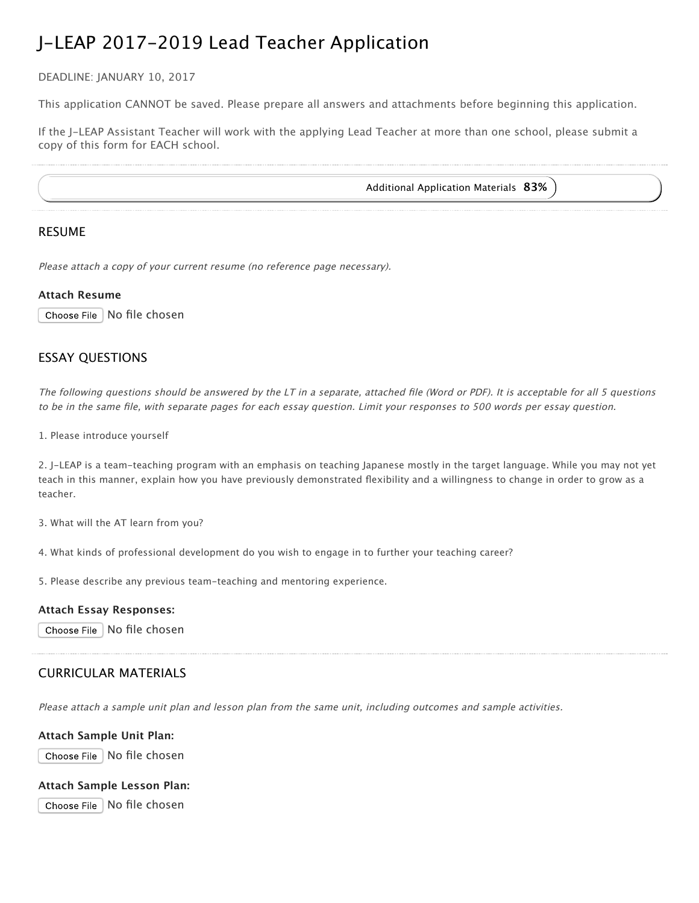# J-LEAP 2017-2019 Lead Teacher Application

DEADLINE: JANUARY 10, 2017

This application CANNOT be saved. Please prepare all answers and attachments before beginning this application.

If the J-LEAP Assistant Teacher will work with the applying Lead Teacher at more than one school, please submit a copy of this form for EACH school.

Additional Application Materials **83%**

## RESUME

*Please attach a copy of your current resume (no reference page necessary).*

**Attach Resume**

Choose File No file chosen

## ESSAY QUESTIONS

*The following questions should be answered by the LT in a separate, attached file (Word or PDF). It is acceptable for all 5 questions to be in the same file, with separate pages for each essay question. Limit your responses to 500 words per essay question.*

1. Please introduce yourself

2. J-LEAP is a team-teaching program with an emphasis on teaching Japanese mostly in the target language. While you may not yet teach in this manner, explain how you have previously demonstrated flexibility and a willingness to change in order to grow as a teacher.

3. What will the AT learn from you?

4. What kinds of professional development do you wish to engage in to further your teaching career?

5. Please describe any previous team-teaching and mentoring experience.

**Attach Essay Responses:**

Choose File No file chosen

## CURRICULAR MATERIALS

*Please attach a sample unit plan and lesson plan from the same unit, including outcomes and sample activities.*

**Attach Sample Unit Plan:**

Choose File No file chosen

**Attach Sample Lesson Plan:**

Choose File No file chosen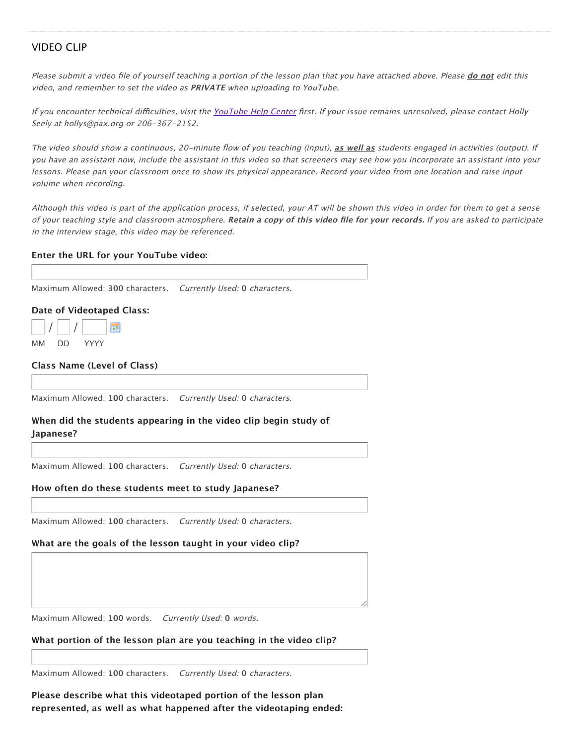## VIDEO CLIP

*Please submit a video file of yourself teaching a portion of the lesson plan that you have attached above. Please **do not** edit this video, and remember to set the video as **PRIVATE** when uploading to YouTube.*

*If you encounter technical difficulties, visit the YouTube Help Center first. If your issue remains unresolved, please contact Holly Seely at hollys@pax.org or 206-367-2152.*

*The video should show a continuous, 20-minute flow of you teaching (input), **as well as** students engaged in activities (output). If you have an assistant now, include the assistant in this video so that screeners may see how you incorporate an assistant into your lessons. Please pan your classroom once to show its physical appearance. Record your video from one location and raise input volume when recording.*

*Although this video is part of the application process, if selected, your AT will be shown this video in order for them to get a sense of your teaching style and classroom atmosphere. **Retain a copy of this video file for your records.** If you are asked to participate in the interview stage, this video may be referenced.*

**Enter the URL for your YouTube video:**

Maximum Allowed: **300** characters. *Currently Used:* **0** *characters.*

**Date of Videotaped Class:**

/ /

MM DD YYYY

**Class Name (Level of Class)**

Maximum Allowed: **100** characters. *Currently Used:* **0** *characters.*

**When did the students appearing in the video clip begin study of Japanese?**

Maximum Allowed: **100** characters. *Currently Used:* **0** *characters.*

**How often do these students meet to study Japanese?**

Maximum Allowed: **100** characters. *Currently Used:* **0** *characters.*

**What are the goals of the lesson taught in your video clip?**

Maximum Allowed: **100** words. *Currently Used:* **0** *words.*

**What portion of the lesson plan are you teaching in the video clip?**

Maximum Allowed: **100** characters. *Currently Used:* **0** *characters.*

**Please describe what this videotaped portion of the lesson plan represented, as well as what happened after the videotaping ended:**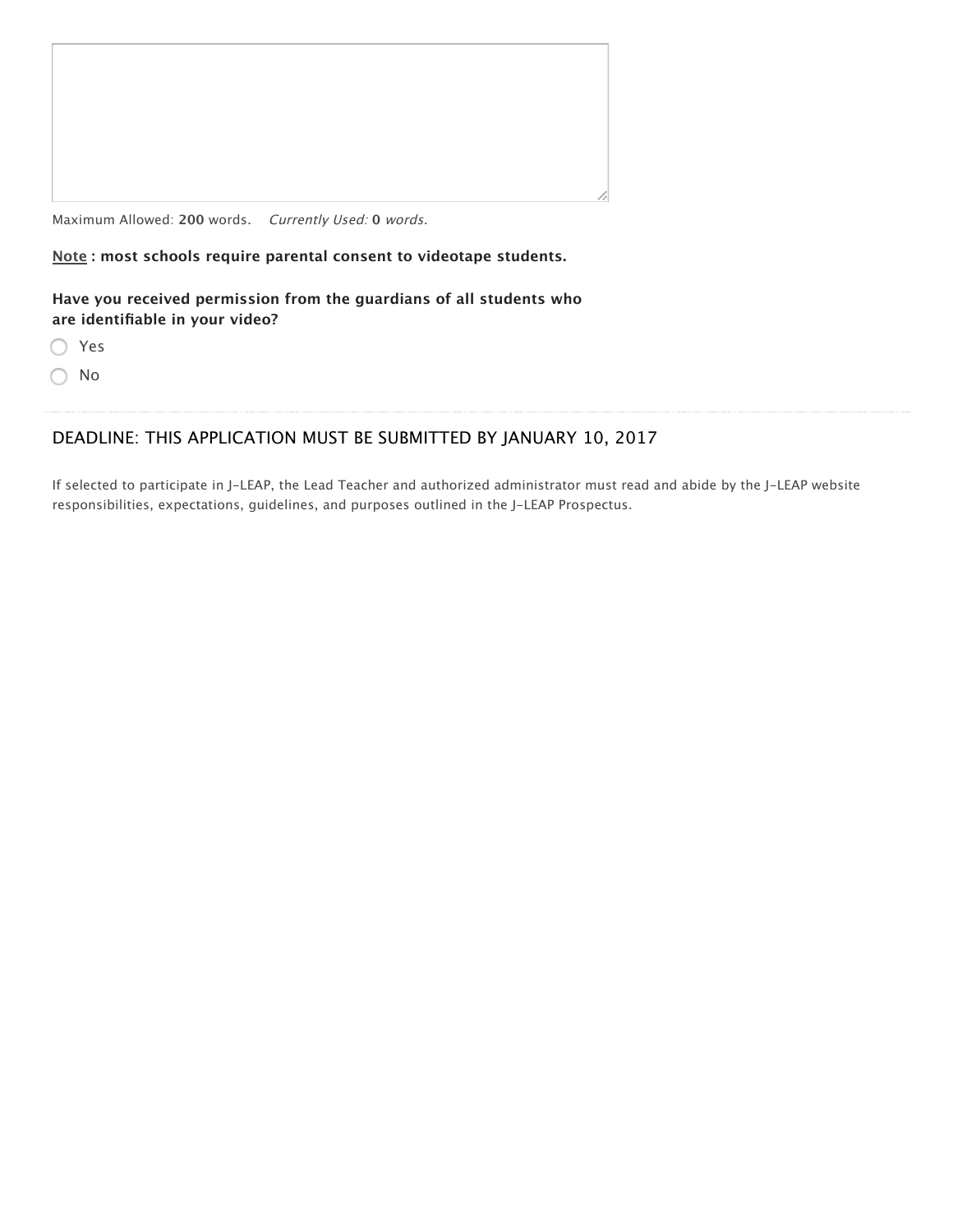Maximum Allowed: **200** words. *Currently Used:* **0** *words.*

**Note : most schools require parental consent to videotape students.**

**Have you received permission from the guardians of all students who are identifiable in your video?**

- ◯ Yes
- ◯ No

---

## DEADLINE: THIS APPLICATION MUST BE SUBMITTED BY JANUARY 10, 2017

If selected to participate in J-LEAP, the Lead Teacher and authorized administrator must read and abide by the J-LEAP website responsibilities, expectations, guidelines, and purposes outlined in the J-LEAP Prospectus.